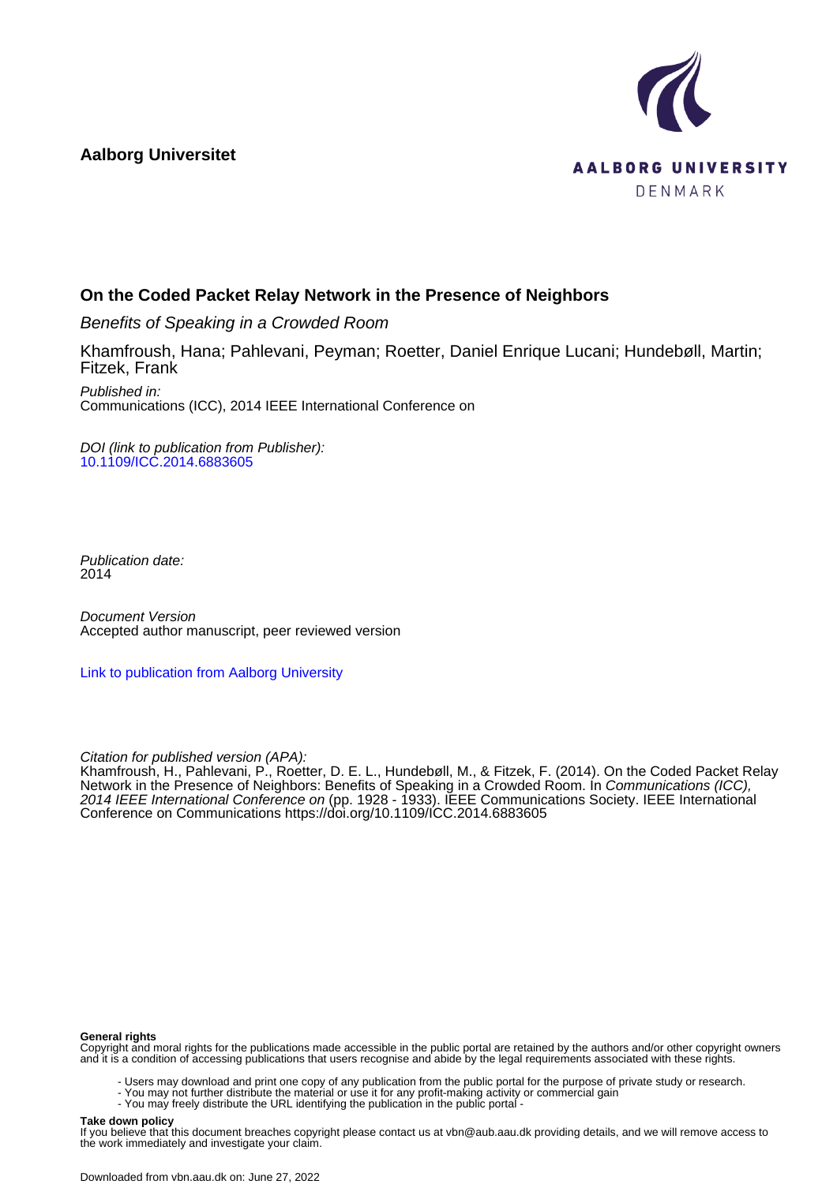**Aalborg Universitet**

AALBORG UNIVERSITY
DENMARK

**On the Coded Packet Relay Network in the Presence of Neighbors**

*Benefits of Speaking in a Crowded Room*

Khamfroush, Hana; Pahlevani, Peyman; Roetter, Daniel Enrique Lucani; Hundebøll, Martin; Fitzek, Frank

*Published in:*
Communications (ICC), 2014 IEEE International Conference on

*DOI (link to publication from Publisher):*
[10.1109/ICC.2014.6883605](https://doi.org/10.1109/ICC.2014.6883605)

*Publication date:*
2014

*Document Version*
Accepted author manuscript, peer reviewed version

[Link to publication from Aalborg University](#)

*Citation for published version (APA):*
Khamfroush, H., Pahlevani, P., Roetter, D. E. L., Hundebøll, M., & Fitzek, F. (2014). On the Coded Packet Relay Network in the Presence of Neighbors: Benefits of Speaking in a Crowded Room. In *Communications (ICC), 2014 IEEE International Conference on* (pp. 1928 - 1933). IEEE Communications Society. IEEE International Conference on Communications https://doi.org/10.1109/ICC.2014.6883605

**General rights**
Copyright and moral rights for the publications made accessible in the public portal are retained by the authors and/or other copyright owners and it is a condition of accessing publications that users recognise and abide by the legal requirements associated with these rights.

- Users may download and print one copy of any publication from the public portal for the purpose of private study or research.
- You may not further distribute the material or use it for any profit-making activity or commercial gain
- You may freely distribute the URL identifying the publication in the public portal -

**Take down policy**
If you believe that this document breaches copyright please contact us at vbn@aub.aau.dk providing details, and we will remove access to the work immediately and investigate your claim.

Downloaded from vbn.aau.dk on: June 27, 2022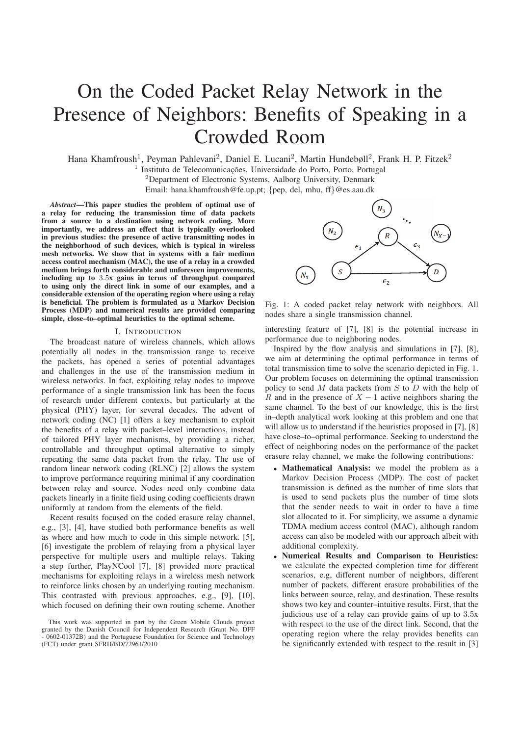# On the Coded Packet Relay Network in the Presence of Neighbors: Benefits of Speaking in a Crowded Room

Hana Khamfroush[1], Peyman Pahlevani[2], Daniel E. Lucani[2], Martin Hundebøll[2], Frank H. P. Fitzek[2]

[1] Instituto de Telecomunicações, Universidade do Porto, Porto, Portugal

[2] Department of Electronic Systems, Aalborg University, Denmark

Email: hana.khamfroush@fe.up.pt; {pep, del, mhu, ff}@es.aau.dk

***Abstract*—This paper studies the problem of optimal use of a relay for reducing the transmission time of data packets from a source to a destination using network coding. More importantly, we address an effect that is typically overlooked in previous studies: the presence of active transmitting nodes in the neighborhood of such devices, which is typical in wireless mesh networks. We show that in systems with a fair medium access control mechanism (MAC), the use of a relay in a crowded medium brings forth considerable and unforeseen improvements, including up to $3.5$x gains in terms of throughput compared to using only the direct link in some of our examples, and a considerable extension of the operating region where using a relay is beneficial. The problem is formulated as a Markov Decision Process (MDP) and numerical results are provided comparing simple, close–to–optimal heuristics to the optimal scheme.**

## I. Introduction

The broadcast nature of wireless channels, which allows potentially all nodes in the transmission range to receive the packets, has opened a series of potential advantages and challenges in the use of the transmission medium in wireless networks. In fact, exploiting relay nodes to improve performance of a single transmission link has been the focus of research under different contexts, but particularly at the physical (PHY) layer, for several decades. The advent of network coding (NC) [1] offers a key mechanism to exploit the benefits of a relay with packet–level interactions, instead of tailored PHY layer mechanisms, by providing a richer, controllable and throughput optimal alternative to simply repeating the same data packet from the relay. The use of random linear network coding (RLNC) [2] allows the system to improve performance requiring minimal if any coordination between relay and source. Nodes need only combine data packets linearly in a finite field using coding coefficients drawn uniformly at random from the elements of the field.

Recent results focused on the coded erasure relay channel, e.g., [3], [4], have studied both performance benefits as well as where and how much to code in this simple network. [5], [6] investigate the problem of relaying from a physical layer perspective for multiple users and multiple relays. Taking a step further, PlayNCool [7], [8] provided more practical mechanisms for exploiting relays in a wireless mesh network to reinforce links chosen by an underlying routing mechanism. This contrasted with previous approaches, e.g., [9], [10], which focused on defining their own routing scheme. Another interesting feature of [7], [8] is the potential increase in performance due to neighboring nodes.

This work was supported in part by the Green Mobile Clouds project granted by the Danish Council for Independent Research (Grant No. DFF - 0602-01372B) and the Portuguese Foundation for Science and Technology (FCT) under grant SFRH/BD/72961/2010

$N_3$

$N_2$ $R$ $N_{X-1}$

$\epsilon_1$ $\epsilon_3$

$N_1$ $S$ $D$

$\epsilon_2$

Fig. 1: A coded packet relay network with neighbors. All nodes share a single transmission channel.

Inspired by the flow analysis and simulations in [7], [8], we aim at determining the optimal performance in terms of total transmission time to solve the scenario depicted in Fig. 1. Our problem focuses on determining the optimal transmission policy to send $M$ data packets from $S$ to $D$ with the help of $R$ and in the presence of $X-1$ active neighbors sharing the same channel. To the best of our knowledge, this is the first in–depth analytical work looking at this problem and one that will allow us to understand if the heuristics proposed in [7], [8] have close–to–optimal performance. Seeking to understand the effect of neighboring nodes on the performance of the packet erasure relay channel, we make the following contributions:

- **Mathematical Analysis:** we model the problem as a Markov Decision Process (MDP). The cost of packet transmission is defined as the number of time slots that is used to send packets plus the number of time slots that the sender needs to wait in order to have a time slot allocated to it. For simplicity, we assume a dynamic TDMA medium access control (MAC), although random access can also be modeled with our approach albeit with additional complexity.
- **Numerical Results and Comparison to Heuristics:** we calculate the expected completion time for different scenarios, e.g, different number of neighbors, different number of packets, different erasure probabilities of the links between source, relay, and destination. These results shows two key and counter–intuitive results. First, that the judicious use of a relay can provide gains of up to $3.5$x with respect to the use of the direct link. Second, that the operating region where the relay provides benefits can be significantly extended with respect to the result in [3]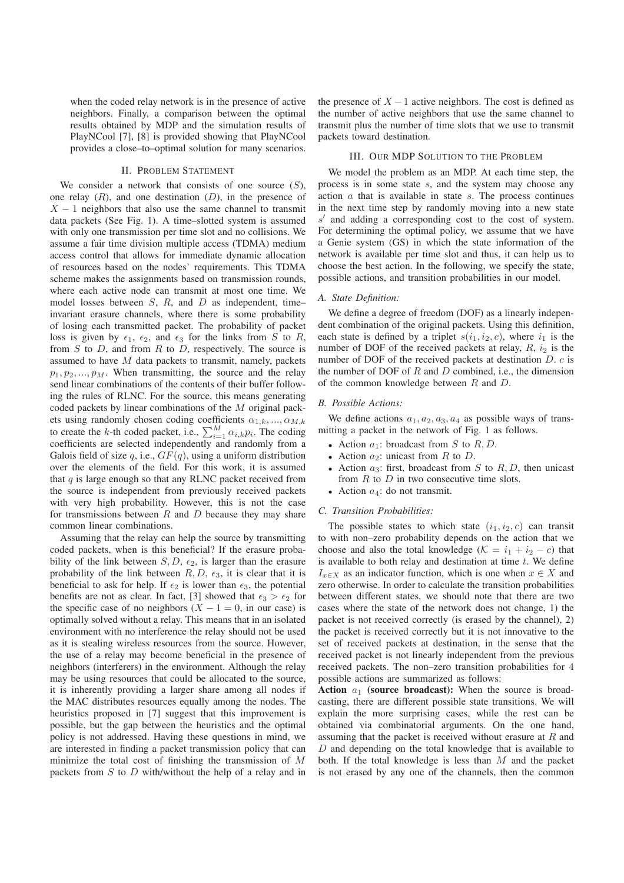when the coded relay network is in the presence of active neighbors. Finally, a comparison between the optimal results obtained by MDP and the simulation results of PlayNCool [7], [8] is provided showing that PlayNCool provides a close–to–optimal solution for many scenarios.

## II. Problem Statement

We consider a network that consists of one source ($S$), one relay ($R$), and one destination ($D$), in the presence of $X-1$ neighbors that also use the same channel to transmit data packets (See Fig. 1). A time–slotted system is assumed with only one transmission per time slot and no collisions. We assume a fair time division multiple access (TDMA) medium access control that allows for immediate dynamic allocation of resources based on the nodes' requirements. This TDMA scheme makes the assignments based on transmission rounds, where each active node can transmit at most one time. We model losses between $S$, $R$, and $D$ as independent, time–invariant erasure channels, where there is some probability of losing each transmitted packet. The probability of packet loss is given by $\epsilon_1$, $\epsilon_2$, and $\epsilon_3$ for the links from $S$ to $R$, from $S$ to $D$, and from $R$ to $D$, respectively. The source is assumed to have $M$ data packets to transmit, namely, packets $p_1, p_2, ..., p_M$. When transmitting, the source and the relay send linear combinations of the contents of their buffer following the rules of RLNC. For the source, this means generating coded packets by linear combinations of the $M$ original packets using randomly chosen coding coefficients $\alpha_{1,k}, ..., \alpha_{M,k}$ to create the $k$-th coded packet, i.e., $\sum_{i=1}^{M} \alpha_{i,k} p_i$. The coding coefficients are selected independently and randomly from a Galois field of size $q$, i.e., $GF(q)$, using a uniform distribution over the elements of the field. For this work, it is assumed that $q$ is large enough so that any RLNC packet received from the source is independent from previously received packets with very high probability. However, this is not the case for transmissions between $R$ and $D$ because they may share common linear combinations.

Assuming that the relay can help the source by transmitting coded packets, when is this beneficial? If the erasure probability of the link between $S, D$, $\epsilon_2$, is larger than the erasure probability of the link between $R, D$, $\epsilon_3$, it is clear that it is beneficial to ask for help. If $\epsilon_2$ is lower than $\epsilon_3$, the potential benefits are not as clear. In fact, [3] showed that $\epsilon_3 > \epsilon_2$ for the specific case of no neighbors ($X-1=0$, in our case) is optimally solved without a relay. This means that in an isolated environment with no interference the relay should not be used as it is stealing wireless resources from the source. However, the use of a relay may become beneficial in the presence of neighbors (interferers) in the environment. Although the relay may be using resources that could be allocated to the source, it is inherently providing a larger share among all nodes if the MAC distributes resources equally among the nodes. The heuristics proposed in [7] suggest that this improvement is possible, but the gap between the heuristics and the optimal policy is not addressed. Having these questions in mind, we are interested in finding a packet transmission policy that can minimize the total cost of finishing the transmission of $M$ packets from $S$ to $D$ with/without the help of a relay and in the presence of $X-1$ active neighbors. The cost is defined as the number of active neighbors that use the same channel to transmit plus the number of time slots that we use to transmit packets toward destination.

## III. Our MDP Solution to the Problem

We model the problem as an MDP. At each time step, the process is in some state $s$, and the system may choose any action $a$ that is available in state $s$. The process continues in the next time step by randomly moving into a new state $s'$ and adding a corresponding cost to the cost of system. For determining the optimal policy, we assume that we have a Genie system (GS) in which the state information of the network is available per time slot and thus, it can help us to choose the best action. In the following, we specify the state, possible actions, and transition probabilities in our model.

### A. State Definition:

We define a degree of freedom (DOF) as a linearly independent combination of the original packets. Using this definition, each state is defined by a triplet $s(i_1, i_2, c)$, where $i_1$ is the number of DOF of the received packets at relay, $R$, $i_2$ is the number of DOF of the received packets at destination $D$. $c$ is the number of DOF of $R$ and $D$ combined, i.e., the dimension of the common knowledge between $R$ and $D$.

### B. Possible Actions:

We define actions $a_1, a_2, a_3, a_4$ as possible ways of transmitting a packet in the network of Fig. 1 as follows.

- Action $a_1$: broadcast from $S$ to $R, D$.
- Action $a_2$: unicast from $R$ to $D$.
- Action $a_3$: first, broadcast from $S$ to $R, D$, then unicast from $R$ to $D$ in two consecutive time slots.
- Action $a_4$: do not transmit.

### C. Transition Probabilities:

The possible states to which state $(i_1, i_2, c)$ can transit to with non–zero probability depends on the action that we choose and also the total knowledge ($\mathcal{K} = i_1 + i_2 - c$) that is available to both relay and destination at time $t$. We define $I_{x \in X}$ as an indicator function, which is one when $x \in X$ and zero otherwise. In order to calculate the transition probabilities between different states, we should note that there are two cases where the state of the network does not change, 1) the packet is not received correctly (is erased by the channel), 2) the packet is received correctly but it is not innovative to the set of received packets at destination, in the sense that the received packet is not linearly independent from the previous received packets. The non–zero transition probabilities for 4 possible actions are summarized as follows:

**Action $a_1$ (source broadcast):** When the source is broadcasting, there are different possible state transitions. We will explain the more surprising cases, while the rest can be obtained via combinatorial arguments. On the one hand, assuming that the packet is received without erasure at $R$ and $D$ and depending on the total knowledge that is available to both. If the total knowledge is less than $M$ and the packet is not erased by any one of the channels, then the common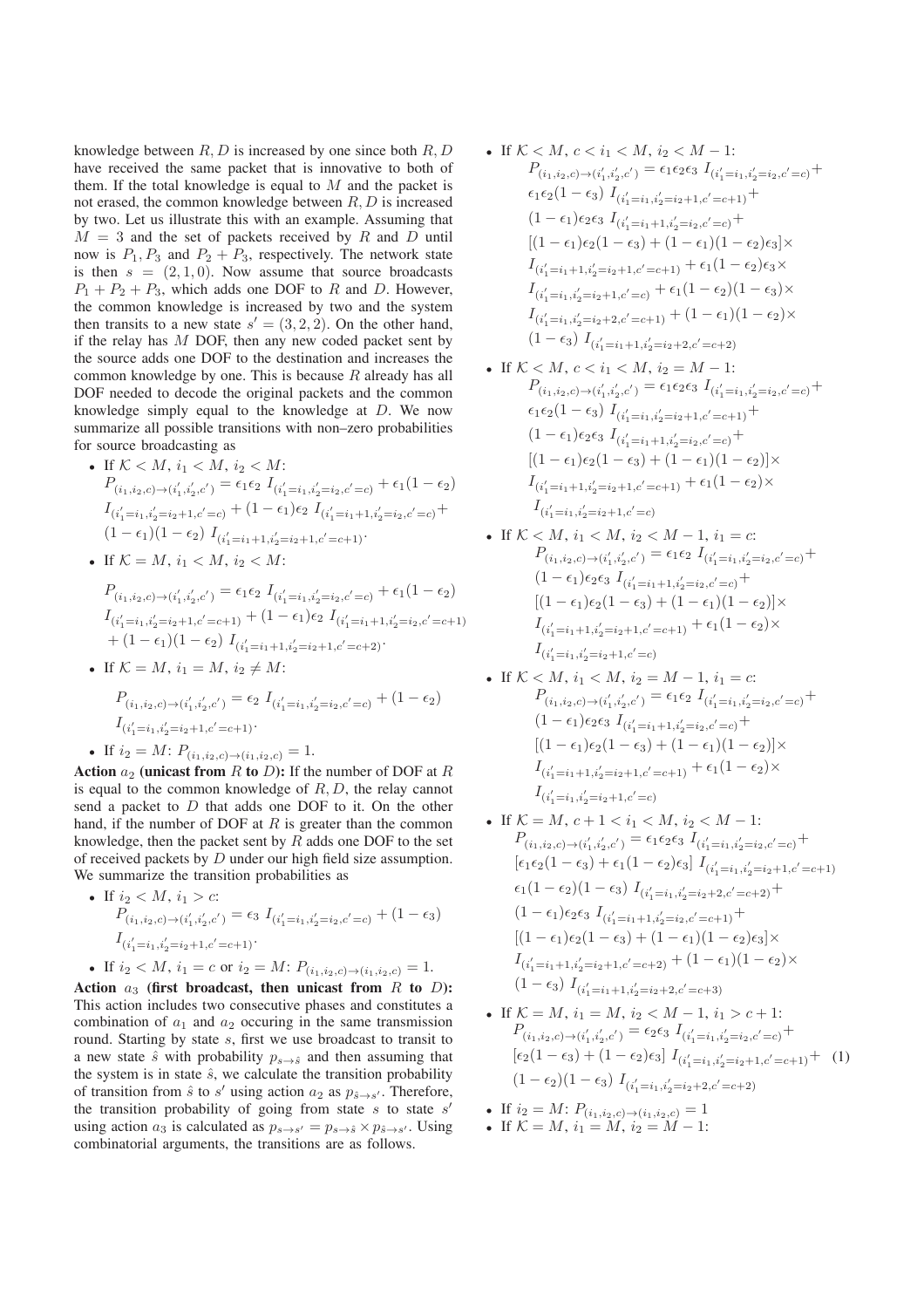knowledge between $R, D$ is increased by one since both $R, D$ have received the same packet that is innovative to both of them. If the total knowledge is equal to $M$ and the packet is not erased, the common knowledge between $R, D$ is increased by two. Let us illustrate this with an example. Assuming that $M = 3$ and the set of packets received by $R$ and $D$ until now is $P_1, P_3$ and $P_2 + P_3$, respectively. The network state is then $s = (2, 1, 0)$. Now assume that source broadcasts $P_1 + P_2 + P_3$, which adds one DOF to $R$ and $D$. However, the common knowledge is increased by two and the system then transits to a new state $s' = (3, 2, 2)$. On the other hand, if the relay has $M$ DOF, then any new coded packet sent by the source adds one DOF to the destination and increases the common knowledge by one. This is because $R$ already has all DOF needed to decode the original packets and the common knowledge simply equal to the knowledge at $D$. We now summarize all possible transitions with non–zero probabilities for source broadcasting as

- If $\mathcal{K} < M$, $i_1 < M$, $i_2 < M$:
$$P_{(i_1,i_2,c)\to(i_1',i_2',c')} = \epsilon_1\epsilon_2\ I_{(i_1'=i_1,i_2'=i_2,c'=c)} + \epsilon_1(1-\epsilon_2)\ I_{(i_1'=i_1,i_2'=i_2+1,c'=c)} + (1-\epsilon_1)\epsilon_2\ I_{(i_1'=i_1+1,i_2'=i_2,c'=c)} + (1-\epsilon_1)(1-\epsilon_2)\ I_{(i_1'=i_1+1,i_2'=i_2+1,c'=c+1)}.$$
- If $\mathcal{K} = M$, $i_1 < M$, $i_2 < M$:
$$P_{(i_1,i_2,c)\to(i_1',i_2',c')} = \epsilon_1\epsilon_2\ I_{(i_1'=i_1,i_2'=i_2,c'=c)} + \epsilon_1(1-\epsilon_2)\ I_{(i_1'=i_1,i_2'=i_2+1,c'=c+1)} + (1-\epsilon_1)\epsilon_2\ I_{(i_1'=i_1+1,i_2'=i_2,c'=c+1)} + (1-\epsilon_1)(1-\epsilon_2)\ I_{(i_1'=i_1+1,i_2'=i_2+1,c'=c+2)}.$$
- If $\mathcal{K} = M$, $i_1 = M$, $i_2 \neq M$:
$$P_{(i_1,i_2,c)\to(i_1',i_2',c')} = \epsilon_2\ I_{(i_1'=i_1,i_2'=i_2,c'=c)} + (1-\epsilon_2)\ I_{(i_1'=i_1,i_2'=i_2+1,c'=c+1)}.$$
- If $i_2 = M$: $P_{(i_1,i_2,c)\to(i_1,i_2,c)} = 1$.

**Action $a_2$ (unicast from $R$ to $D$):** If the number of DOF at $R$ is equal to the common knowledge of $R, D$, the relay cannot send a packet to $D$ that adds one DOF to it. On the other hand, if the number of DOF at $R$ is greater than the common knowledge, then the packet sent by $R$ adds one DOF to the set of received packets by $D$ under our high field size assumption. We summarize the transition probabilities as

- If $i_2 < M$, $i_1 > c$:
$$P_{(i_1,i_2,c)\to(i_1',i_2',c')} = \epsilon_3\ I_{(i_1'=i_1,i_2'=i_2,c'=c)} + (1-\epsilon_3)\ I_{(i_1'=i_1,i_2'=i_2+1,c'=c+1)}.$$
- If $i_2 < M$, $i_1 = c$ or $i_2 = M$: $P_{(i_1,i_2,c)\to(i_1,i_2,c)} = 1$.

**Action $a_3$ (first broadcast, then unicast from $R$ to $D$):** This action includes two consecutive phases and constitutes a combination of $a_1$ and $a_2$ occuring in the same transmission round. Starting by state $s$, first we use broadcast to transit to a new state $\hat{s}$ with probability $p_{s\to\hat{s}}$ and then assuming that the system is in state $\hat{s}$, we calculate the transition probability of transition from $\hat{s}$ to $s'$ using action $a_2$ as $p_{\hat{s}\to s'}$. Therefore, the transition probability of going from state $s$ to state $s'$ using action $a_3$ is calculated as $p_{s\to s'} = p_{s\to\hat{s}} \times p_{\hat{s}\to s'}$. Using combinatorial arguments, the transitions are as follows.

- If $\mathcal{K} < M$, $c < i_1 < M$, $i_2 < M-1$:
$$P_{(i_1,i_2,c)\to(i_1',i_2',c')} = \epsilon_1\epsilon_2\epsilon_3\ I_{(i_1'=i_1,i_2'=i_2,c'=c)} + \epsilon_1\epsilon_2(1-\epsilon_3)\ I_{(i_1'=i_1,i_2'=i_2+1,c'=c+1)} + (1-\epsilon_1)\epsilon_2\epsilon_3\ I_{(i_1'=i_1+1,i_2'=i_2,c'=c)} + [(1-\epsilon_1)\epsilon_2(1-\epsilon_3) + (1-\epsilon_1)(1-\epsilon_2)\epsilon_3] \times I_{(i_1'=i_1+1,i_2'=i_2+1,c'=c+1)} + \epsilon_1(1-\epsilon_2)\epsilon_3 \times I_{(i_1'=i_1,i_2'=i_2+1,c'=c)} + \epsilon_1(1-\epsilon_2)(1-\epsilon_3) \times I_{(i_1'=i_1,i_2'=i_2+2,c'=c+1)} + (1-\epsilon_1)(1-\epsilon_2) \times (1-\epsilon_3)\ I_{(i_1'=i_1+1,i_2'=i_2+2,c'=c+2)}$$
- If $\mathcal{K} < M$, $c < i_1 < M$, $i_2 = M-1$:
$$P_{(i_1,i_2,c)\to(i_1',i_2',c')} = \epsilon_1\epsilon_2\epsilon_3\ I_{(i_1'=i_1,i_2'=i_2,c'=c)} + \epsilon_1\epsilon_2(1-\epsilon_3)\ I_{(i_1'=i_1,i_2'=i_2+1,c'=c+1)} + (1-\epsilon_1)\epsilon_2\epsilon_3\ I_{(i_1'=i_1+1,i_2'=i_2,c'=c)} + [(1-\epsilon_1)\epsilon_2(1-\epsilon_3) + (1-\epsilon_1)(1-\epsilon_2)] \times I_{(i_1'=i_1+1,i_2'=i_2+1,c'=c+1)} + \epsilon_1(1-\epsilon_2) \times I_{(i_1'=i_1,i_2'=i_2+1,c'=c)}$$
- If $\mathcal{K} < M$, $i_1 < M$, $i_2 < M-1$, $i_1 = c$:
$$P_{(i_1,i_2,c)\to(i_1',i_2',c')} = \epsilon_1\epsilon_2\ I_{(i_1'=i_1,i_2'=i_2,c'=c)} + (1-\epsilon_1)\epsilon_2\epsilon_3\ I_{(i_1'=i_1+1,i_2'=i_2,c'=c)} + [(1-\epsilon_1)\epsilon_2(1-\epsilon_3) + (1-\epsilon_1)(1-\epsilon_2)] \times I_{(i_1'=i_1+1,i_2'=i_2+1,c'=c+1)} + \epsilon_1(1-\epsilon_2) \times I_{(i_1'=i_1,i_2'=i_2+1,c'=c)}$$
- If $\mathcal{K} < M$, $i_1 < M$, $i_2 = M-1$, $i_1 = c$:
$$P_{(i_1,i_2,c)\to(i_1',i_2',c')} = \epsilon_1\epsilon_2\ I_{(i_1'=i_1,i_2'=i_2,c'=c)} + (1-\epsilon_1)\epsilon_2\epsilon_3\ I_{(i_1'=i_1+1,i_2'=i_2,c'=c)} + [(1-\epsilon_1)\epsilon_2(1-\epsilon_3) + (1-\epsilon_1)(1-\epsilon_2)] \times I_{(i_1'=i_1+1,i_2'=i_2+1,c'=c+1)} + \epsilon_1(1-\epsilon_2) \times I_{(i_1'=i_1,i_2'=i_2+1,c'=c)}$$
- If $\mathcal{K} = M$, $c+1 < i_1 < M$, $i_2 < M-1$:
$$P_{(i_1,i_2,c)\to(i_1',i_2',c')} = \epsilon_1\epsilon_2\epsilon_3\ I_{(i_1'=i_1,i_2'=i_2,c'=c)} + [\epsilon_1\epsilon_2(1-\epsilon_3) + \epsilon_1(1-\epsilon_2)\epsilon_3]\ I_{(i_1'=i_1,i_2'=i_2+1,c'=c+1)} + \epsilon_1(1-\epsilon_2)(1-\epsilon_3)\ I_{(i_1'=i_1,i_2'=i_2+2,c'=c+2)} + (1-\epsilon_1)\epsilon_2\epsilon_3\ I_{(i_1'=i_1+1,i_2'=i_2,c'=c+1)} + [(1-\epsilon_1)\epsilon_2(1-\epsilon_3) + (1-\epsilon_1)(1-\epsilon_2)\epsilon_3] \times I_{(i_1'=i_1+1,i_2'=i_2+1,c'=c+2)} + (1-\epsilon_1)(1-\epsilon_2) \times (1-\epsilon_3)\ I_{(i_1'=i_1+1,i_2'=i_2+2,c'=c+3)}$$
- If $\mathcal{K} = M$, $i_1 = M$, $i_2 < M-1$, $i_1 > c+1$:
$$P_{(i_1,i_2,c)\to(i_1',i_2',c')} = \epsilon_2\epsilon_3\ I_{(i_1'=i_1,i_2'=i_2,c'=c)} + [\epsilon_2(1-\epsilon_3) + (1-\epsilon_2)\epsilon_3]\ I_{(i_1'=i_1,i_2'=i_2+1,c'=c+1)} + (1-\epsilon_2)(1-\epsilon_3)\ I_{(i_1'=i_1,i_2'=i_2+2,c'=c+2)} \quad (1)$$
- If $i_2 = M$: $P_{(i_1,i_2,c)\to(i_1,i_2,c)} = 1$
- If $\mathcal{K} = M$, $i_1 = M$, $i_2 = M-1$: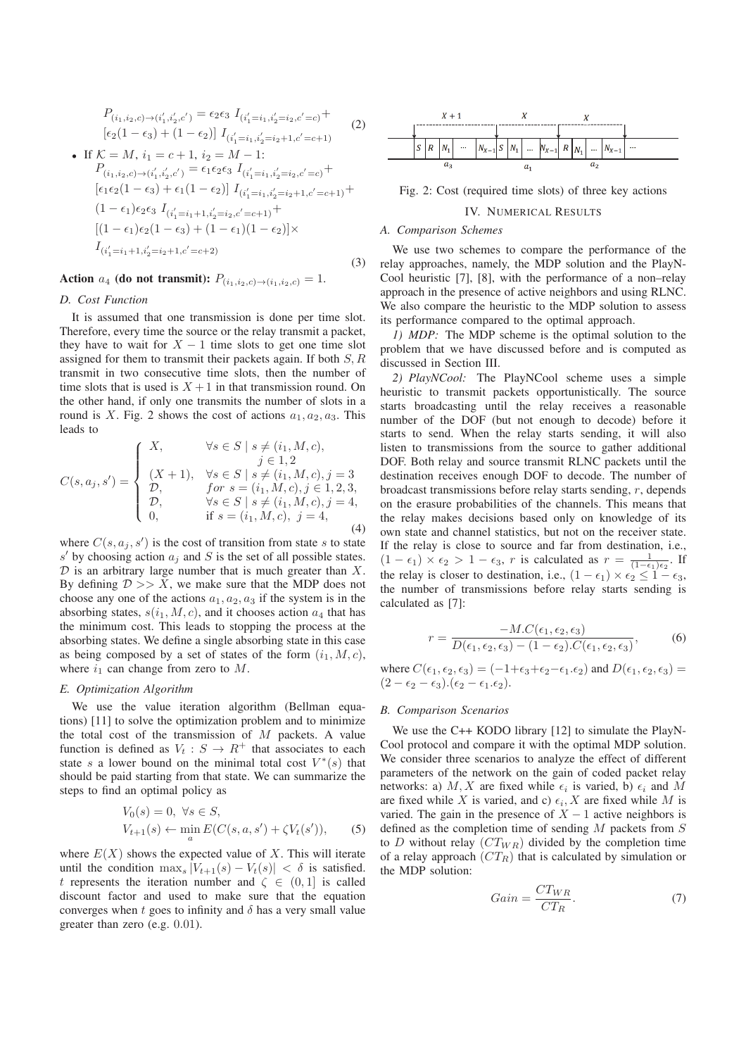$$P_{(i_1,i_2,c)\to(i'_1,i'_2,c')} = \epsilon_2\epsilon_3 \; I_{(i'_1=i_1,i'_2=i_2,c'=c)} + [\epsilon_2(1-\epsilon_3)+(1-\epsilon_2)] \; I_{(i'_1=i_1,i'_2=i_2+1,c'=c+1)} \quad (2)$$

- If $\mathcal{K} = M$, $i_1 = c+1$, $i_2 = M-1$:

$$P_{(i_1,i_2,c)\to(i'_1,i'_2,c')} = \epsilon_1\epsilon_2\epsilon_3 \; I_{(i'_1=i_1,i'_2=i_2,c'=c)} + [\epsilon_1\epsilon_2(1-\epsilon_3)+\epsilon_1(1-\epsilon_2)] \; I_{(i'_1=i_1,i'_2=i_2+1,c'=c+1)} + (1-\epsilon_1)\epsilon_2\epsilon_3 \; I_{(i'_1=i_1+1,i'_2=i_2,c'=c+1)} + [(1-\epsilon_1)\epsilon_2(1-\epsilon_3)+(1-\epsilon_1)(1-\epsilon_2)] \times I_{(i'_1=i_1+1,i'_2=i_2+1,c'=c+2)} \quad (3)$$

**Action $a_4$ (do not transmit):** $P_{(i_1,i_2,c)\to(i_1,i_2,c)} = 1$.

### D. Cost Function

It is assumed that one transmission is done per time slot. Therefore, every time the source or the relay transmit a packet, they have to wait for $X-1$ time slots to get one time slot assigned for them to transmit their packets again. If both $S, R$ transmit in two consecutive time slots, then the number of time slots that is used is $X+1$ in that transmission round. On the other hand, if only one transmits the number of slots in a round is $X$. Fig. 2 shows the cost of actions $a_1, a_2, a_3$. This leads to

$$C(s,a_j,s') = \begin{cases} X, & \forall s \in S \mid s \neq (i_1,M,c), \\ & j \in 1,2 \\ (X+1), & \forall s \in S \mid s \neq (i_1,M,c), j=3 \\ \mathcal{D}, & for\ s=(i_1,M,c), j \in 1,2,3, \\ \mathcal{D}, & \forall s \in S \mid s \neq (i_1,M,c), j=4, \\ 0, & \text{if } s=(i_1,M,c),\ j=4, \end{cases} \quad (4)$$

where $C(s,a_j,s')$ is the cost of transition from state $s$ to state $s'$ by choosing action $a_j$ and $S$ is the set of all possible states. $\mathcal{D}$ is an arbitrary large number that is much greater than $X$. By defining $\mathcal{D} >> X$, we make sure that the MDP does not choose any one of the actions $a_1, a_2, a_3$ if the system is in the absorbing states, $s(i_1,M,c)$, and it chooses action $a_4$ that has the minimum cost. This leads to stopping the process at the absorbing states. We define a single absorbing state in this case as being composed by a set of states of the form $(i_1,M,c)$, where $i_1$ can change from zero to $M$.

### E. Optimization Algorithm

We use the value iteration algorithm (Bellman equations) [11] to solve the optimization problem and to minimize the total cost of the transmission of $M$ packets. A value function is defined as $V_t : S \to R^+$ that associates to each state $s$ a lower bound on the minimal total cost $V^*(s)$ that should be paid starting from that state. We can summarize the steps to find an optimal policy as

$$V_0(s) = 0,\ \forall s \in S,$$
$$V_{t+1}(s) \leftarrow \min_a E(C(s,a,s') + \zeta V_t(s')), \quad (5)$$

where $E(X)$ shows the expected value of $X$. This will iterate until the condition $\max_s |V_{t+1}(s) - V_t(s)| < \delta$ is satisfied. $t$ represents the iteration number and $\zeta \in (0,1]$ is called discount factor and used to make sure that the equation converges when $t$ goes to infinity and $\delta$ has a very small value greater than zero (e.g. 0.01).

Fig. 2: Cost (required time slots) of three key actions

## IV. Numerical Results

### A. Comparison Schemes

We use two schemes to compare the performance of the relay approaches, namely, the MDP solution and the PlayNCool heuristic [7], [8], with the performance of a non–relay approach in the presence of active neighbors and using RLNC. We also compare the heuristic to the MDP solution to assess its performance compared to the optimal approach.

*1) MDP:* The MDP scheme is the optimal solution to the problem that we have discussed before and is computed as discussed in Section III.

*2) PlayNCool:* The PlayNCool scheme uses a simple heuristic to transmit packets opportunistically. The source starts broadcasting until the relay receives a reasonable number of the DOF (but not enough to decode) before it starts to send. When the relay starts sending, it will also listen to transmissions from the source to gather additional DOF. Both relay and source transmit RLNC packets until the destination receives enough DOF to decode. The number of broadcast transmissions before relay starts sending, $r$, depends on the erasure probabilities of the channels. This means that the relay makes decisions based only on knowledge of its own state and channel statistics, but not on the receiver state. If the relay is close to source and far from destination, i.e., $(1-\epsilon_1) \times \epsilon_2 > 1-\epsilon_3$, $r$ is calculated as $r = \frac{1}{(1-\epsilon_1)\epsilon_2}$. If the relay is closer to destination, i.e., $(1-\epsilon_1) \times \epsilon_2 \leq 1-\epsilon_3$, the number of transmissions before relay starts sending is calculated as [7]:

$$r = \frac{-M.C(\epsilon_1,\epsilon_2,\epsilon_3)}{D(\epsilon_1,\epsilon_2,\epsilon_3) - (1-\epsilon_2).C(\epsilon_1,\epsilon_2,\epsilon_3)}, \quad (6)$$

where $C(\epsilon_1,\epsilon_2,\epsilon_3) = (-1+\epsilon_3+\epsilon_2-\epsilon_1.\epsilon_2)$ and $D(\epsilon_1,\epsilon_2,\epsilon_3) = (2-\epsilon_2-\epsilon_3).(\epsilon_2-\epsilon_1.\epsilon_2)$.

### B. Comparison Scenarios

We use the C++ KODO library [12] to simulate the PlayNCool protocol and compare it with the optimal MDP solution. We consider three scenarios to analyze the effect of different parameters of the network on the gain of coded packet relay networks: a) $M, X$ are fixed while $\epsilon_i$ is varied, b) $\epsilon_i$ and $M$ are fixed while $X$ is varied, and c) $\epsilon_i, X$ are fixed while $M$ is varied. The gain in the presence of $X-1$ active neighbors is defined as the completion time of sending $M$ packets from $S$ to $D$ without relay $(CT_{WR})$ divided by the completion time of a relay approach $(CT_R)$ that is calculated by simulation or the MDP solution:

$$Gain = \frac{CT_{WR}}{CT_R}. \quad (7)$$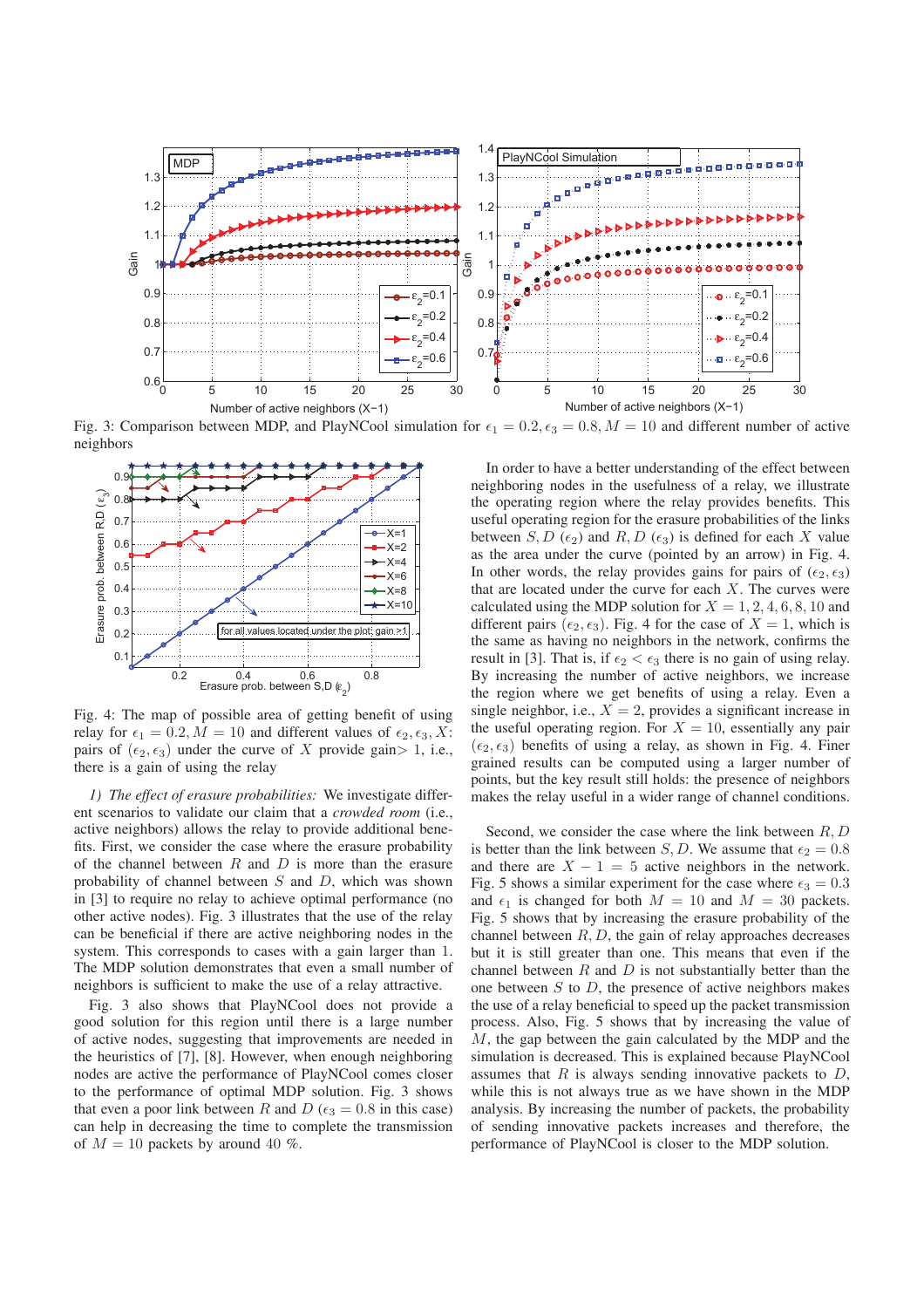Fig. 3: Comparison between MDP, and PlayNCool simulation for $\epsilon_1 = 0.2, \epsilon_3 = 0.8, M = 10$ and different number of active neighbors

Fig. 4: The map of possible area of getting benefit of using relay for $\epsilon_1 = 0.2, M = 10$ and different values of $\epsilon_2, \epsilon_3, X$: pairs of $(\epsilon_2, \epsilon_3)$ under the curve of $X$ provide gain$> 1$, i.e., there is a gain of using the relay

*1) The effect of erasure probabilities:* We investigate different scenarios to validate our claim that a *crowded room* (i.e., active neighbors) allows the relay to provide additional benefits. First, we consider the case where the erasure probability of the channel between $R$ and $D$ is more than the erasure probability of channel between $S$ and $D$, which was shown in [3] to require no relay to achieve optimal performance (no other active nodes). Fig. 3 illustrates that the use of the relay can be beneficial if there are active neighboring nodes in the system. This corresponds to cases with a gain larger than 1. The MDP solution demonstrates that even a small number of neighbors is sufficient to make the use of a relay attractive.

Fig. 3 also shows that PlayNCool does not provide a good solution for this region until there is a large number of active nodes, suggesting that improvements are needed in the heuristics of [7], [8]. However, when enough neighboring nodes are active the performance of PlayNCool comes closer to the performance of optimal MDP solution. Fig. 3 shows that even a poor link between $R$ and $D$ ($\epsilon_3 = 0.8$ in this case) can help in decreasing the time to complete the transmission of $M = 10$ packets by around 40 %.

In order to have a better understanding of the effect between neighboring nodes in the usefulness of a relay, we illustrate the operating region where the relay provides benefits. This useful operating region for the erasure probabilities of the links between $S, D$ ($\epsilon_2$) and $R, D$ ($\epsilon_3$) is defined for each $X$ value as the area under the curve (pointed by an arrow) in Fig. 4. In other words, the relay provides gains for pairs of $(\epsilon_2, \epsilon_3)$ that are located under the curve for each $X$. The curves were calculated using the MDP solution for $X = 1, 2, 4, 6, 8, 10$ and different pairs $(\epsilon_2, \epsilon_3)$. Fig. 4 for the case of $X = 1$, which is the same as having no neighbors in the network, confirms the result in [3]. That is, if $\epsilon_2 < \epsilon_3$ there is no gain of using relay. By increasing the number of active neighbors, we increase the region where we get benefits of using a relay. Even a single neighbor, i.e., $X = 2$, provides a significant increase in the useful operating region. For $X = 10$, essentially any pair $(\epsilon_2, \epsilon_3)$ benefits of using a relay, as shown in Fig. 4. Finer grained results can be computed using a larger number of points, but the key result still holds: the presence of neighbors makes the relay useful in a wider range of channel conditions.

Second, we consider the case where the link between $R, D$ is better than the link between $S, D$. We assume that $\epsilon_2 = 0.8$ and there are $X - 1 = 5$ active neighbors in the network. Fig. 5 shows a similar experiment for the case where $\epsilon_3 = 0.3$ and $\epsilon_1$ is changed for both $M = 10$ and $M = 30$ packets. Fig. 5 shows that by increasing the erasure probability of the channel between $R, D$, the gain of relay approaches decreases but it is still greater than one. This means that even if the channel between $R$ and $D$ is not substantially better than the one between $S$ to $D$, the presence of active neighbors makes the use of a relay beneficial to speed up the packet transmission process. Also, Fig. 5 shows that by increasing the value of $M$, the gap between the gain calculated by the MDP and the simulation is decreased. This is explained because PlayNCool assumes that $R$ is always sending innovative packets to $D$, while this is not always true as we have shown in the MDP analysis. By increasing the number of packets, the probability of sending innovative packets increases and therefore, the performance of PlayNCool is closer to the MDP solution.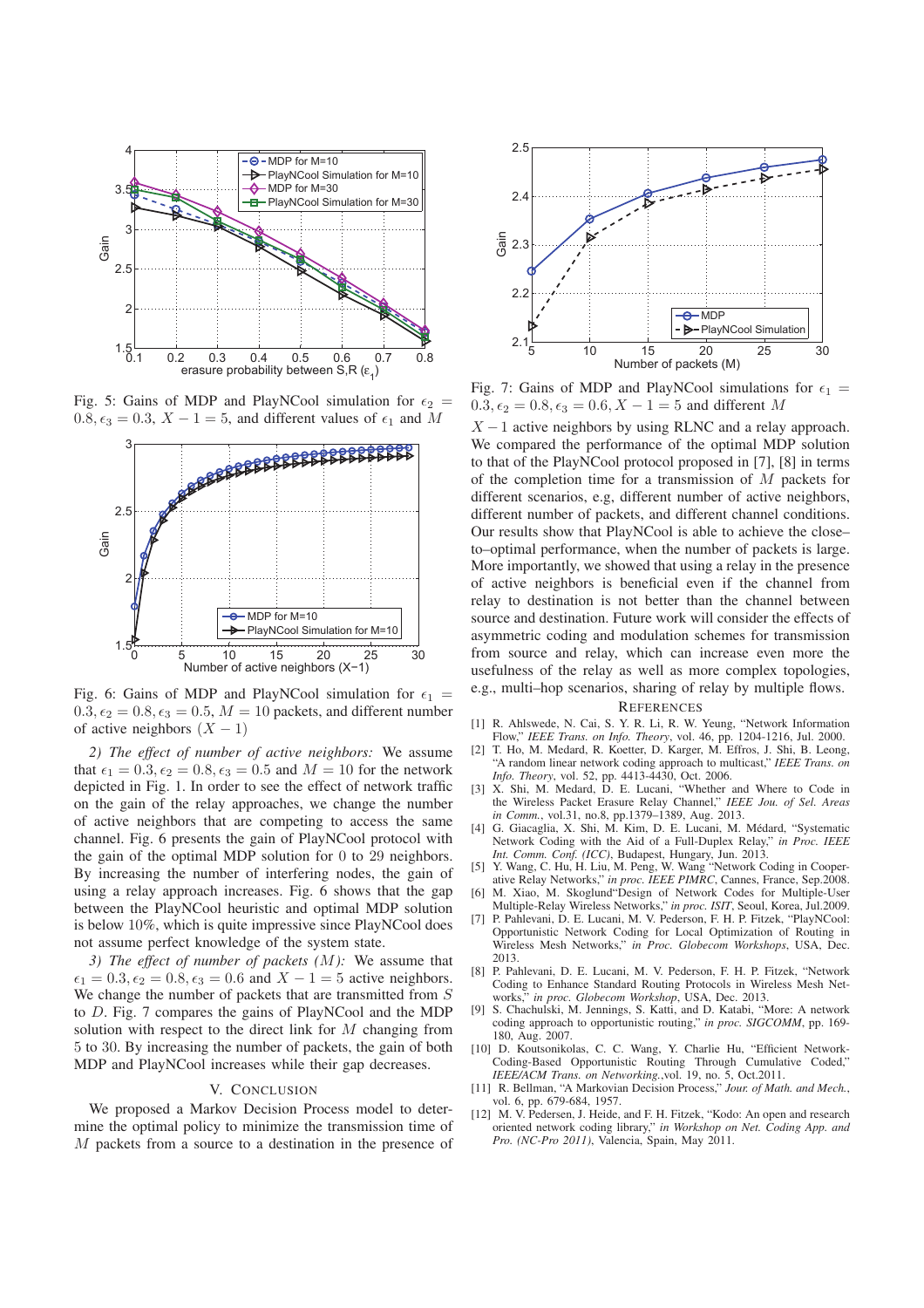4
3.5
3
2.5
2
1.5
Gain
0.1 0.2 0.3 0.4 0.5 0.6 0.7 0.8
erasure probability between S,R ($\epsilon_1$)
MDP for M=10
PlayNCool Simulation for M=10
MDP for M=30
PlayNCool Simulation for M=30

Fig. 5: Gains of MDP and PlayNCool simulation for $\epsilon_2 = 0.8, \epsilon_3 = 0.3$, $X - 1 = 5$, and different values of $\epsilon_1$ and $M$

3
2.5
2
1.5
Gain
0 5 10 15 20 25 30
Number of active neighbors (X−1)
MDP for M=10
PlayNCool Simulation for M=10

Fig. 6: Gains of MDP and PlayNCool simulation for $\epsilon_1 = 0.3, \epsilon_2 = 0.8, \epsilon_3 = 0.5$, $M = 10$ packets, and different number of active neighbors $(X - 1)$

*2) The effect of number of active neighbors:* We assume that $\epsilon_1 = 0.3, \epsilon_2 = 0.8, \epsilon_3 = 0.5$ and $M = 10$ for the network depicted in Fig. 1. In order to see the effect of network traffic on the gain of the relay approaches, we change the number of active neighbors that are competing to access the same channel. Fig. 6 presents the gain of PlayNCool protocol with the gain of the optimal MDP solution for 0 to 29 neighbors. By increasing the number of interfering nodes, the gain of using a relay approach increases. Fig. 6 shows that the gap between the PlayNCool heuristic and optimal MDP solution is below 10%, which is quite impressive since PlayNCool does not assume perfect knowledge of the system state.

*3) The effect of number of packets ($M$):* We assume that $\epsilon_1 = 0.3, \epsilon_2 = 0.8, \epsilon_3 = 0.6$ and $X - 1 = 5$ active neighbors. We change the number of packets that are transmitted from $S$ to $D$. Fig. 7 compares the gains of PlayNCool and the MDP solution with respect to the direct link for $M$ changing from 5 to 30. By increasing the number of packets, the gain of both MDP and PlayNCool increases while their gap decreases.

## V. Conclusion

We proposed a Markov Decision Process model to determine the optimal policy to minimize the transmission time of $M$ packets from a source to a destination in the presence of $X - 1$ active neighbors by using RLNC and a relay approach. We compared the performance of the optimal MDP solution to that of the PlayNCool protocol proposed in [7], [8] in terms of the completion time for a transmission of $M$ packets for different scenarios, e.g, different number of active neighbors, different number of packets, and different channel conditions. Our results show that PlayNCool is able to achieve the close–to–optimal performance, when the number of packets is large. More importantly, we showed that using a relay in the presence of active neighbors is beneficial even if the channel from relay to destination is not better than the channel between source and destination. Future work will consider the effects of asymmetric coding and modulation schemes for transmission from source and relay, which can increase even more the usefulness of the relay as well as more complex topologies, e.g., multi–hop scenarios, sharing of relay by multiple flows.

2.5
2.4
2.3
2.2
2.1
Gain
5 10 15 20 25 30
Number of packets (M)
MDP
PlayNCool Simulation

Fig. 7: Gains of MDP and PlayNCool simulations for $\epsilon_1 = 0.3, \epsilon_2 = 0.8, \epsilon_3 = 0.6, X - 1 = 5$ and different $M$

## References

[1] R. Ahlswede, N. Cai, S. Y. R. Li, R. W. Yeung, "Network Information Flow," *IEEE Trans. on Info. Theory*, vol. 46, pp. 1204-1216, Jul. 2000.

[2] T. Ho, M. Medard, R. Koetter, D. Karger, M. Effros, J. Shi, B. Leong, "A random linear network coding approach to multicast," *IEEE Trans. on Info. Theory*, vol. 52, pp. 4413-4430, Oct. 2006.

[3] X. Shi, M. Medard, D. E. Lucani, "Whether and Where to Code in the Wireless Packet Erasure Relay Channel," *IEEE Jou. of Sel. Areas in Comm.*, vol.31, no.8, pp.1379–1389, Aug. 2013.

[4] G. Giacaglia, X. Shi, M. Kim, D. E. Lucani, M. Médard, "Systematic Network Coding with the Aid of a Full-Duplex Relay," *in Proc. IEEE Int. Comm. Conf. (ICC)*, Budapest, Hungary, Jun. 2013.

[5] Y. Wang, C. Hu, H. Liu, M. Peng, W. Wang "Network Coding in Cooperative Relay Networks," *in proc. IEEE PIMRC*, Cannes, France, Sep.2008.

[6] M. Xiao, M. Skoglund"Design of Network Codes for Multiple-User Multiple-Relay Wireless Networks," *in proc. ISIT*, Seoul, Korea, Jul.2009.

[7] P. Pahlevani, D. E. Lucani, M. V. Pederson, F. H. P. Fitzek, "PlayNCool: Opportunistic Network Coding for Local Optimization of Routing in Wireless Mesh Networks," *in Proc. Globecom Workshops*, USA, Dec. 2013.

[8] P. Pahlevani, D. E. Lucani, M. V. Pederson, F. H. P. Fitzek, "Network Coding to Enhance Standard Routing Protocols in Wireless Mesh Networks," *in proc. Globecom Workshop*, USA, Dec. 2013.

[9] S. Chachulski, M. Jennings, S. Katti, and D. Katabi, "More: A network coding approach to opportunistic routing," *in proc. SIGCOMM*, pp. 169-180, Aug. 2007.

[10] D. Koutsonikolas, C. C. Wang, Y. Charlie Hu, "Efficient Network-Coding-Based Opportunistic Routing Through Cumulative Coded," *IEEE/ACM Trans. on Networking.*,vol. 19, no. 5, Oct.2011.

[11] R. Bellman, "A Markovian Decision Process," *Jour. of Math. and Mech.*, vol. 6, pp. 679-684, 1957.

[12] M. V. Pedersen, J. Heide, and F. H. Fitzek, "Kodo: An open and research oriented network coding library," *in Workshop on Net. Coding App. and Pro. (NC-Pro 2011)*, Valencia, Spain, May 2011.